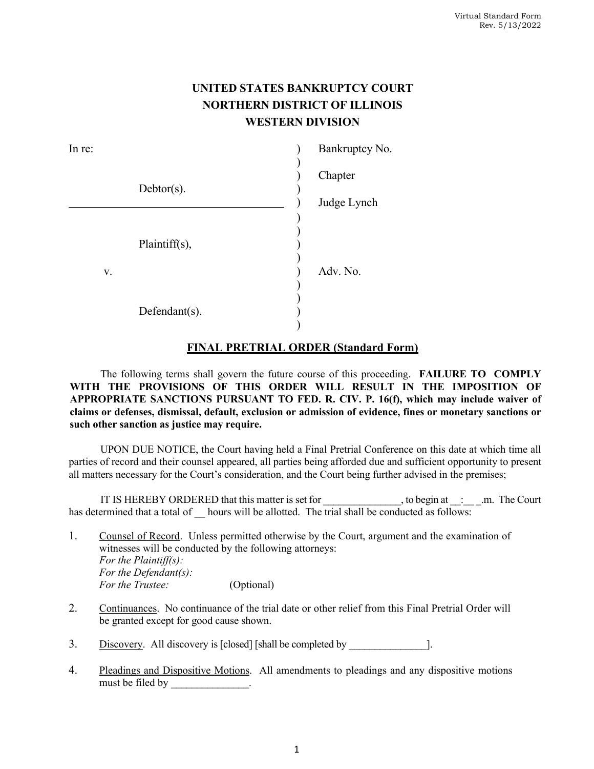Virtual Standard Form
Rev. 5/13/2022

**UNITED STATES BANKRUPTCY COURT**
**NORTHERN DISTRICT OF ILLINOIS**
**WESTERN DIVISION**

| | | |
|---|---|---|
| In re: | ) | Bankruptcy No. |
| | ) | |
| | ) | Chapter |
| Debtor(s). | ) | |
| | ) | Judge Lynch |
| | ) | |
| | ) | |
| Plaintiff(s), | ) | |
| | ) | |
| v. | ) | Adv. No. |
| | ) | |
| | ) | |
| Defendant(s). | ) | |
| | ) | |

## FINAL PRETRIAL ORDER (Standard Form)

The following terms shall govern the future course of this proceeding. **FAILURE TO COMPLY WITH THE PROVISIONS OF THIS ORDER WILL RESULT IN THE IMPOSITION OF APPROPRIATE SANCTIONS PURSUANT TO FED. R. CIV. P. 16(f), which may include waiver of claims or defenses, dismissal, default, exclusion or admission of evidence, fines or monetary sanctions or such other sanction as justice may require.**

UPON DUE NOTICE, the Court having held a Final Pretrial Conference on this date at which time all parties of record and their counsel appeared, all parties being afforded due and sufficient opportunity to present all matters necessary for the Court's consideration, and the Court being further advised in the premises;

IT IS HEREBY ORDERED that this matter is set for _______________, to begin at __:__ _.m. The Court has determined that a total of __ hours will be allotted. The trial shall be conducted as follows:

1. Counsel of Record. Unless permitted otherwise by the Court, argument and the examination of witnesses will be conducted by the following attorneys:
   *For the Plaintiff(s):*
   *For the Defendant(s):*
   *For the Trustee:* (Optional)

2. Continuances. No continuance of the trial date or other relief from this Final Pretrial Order will be granted except for good cause shown.

3. Discovery. All discovery is [closed] [shall be completed by _______________].

4. Pleadings and Dispositive Motions. All amendments to pleadings and any dispositive motions must be filed by _______________.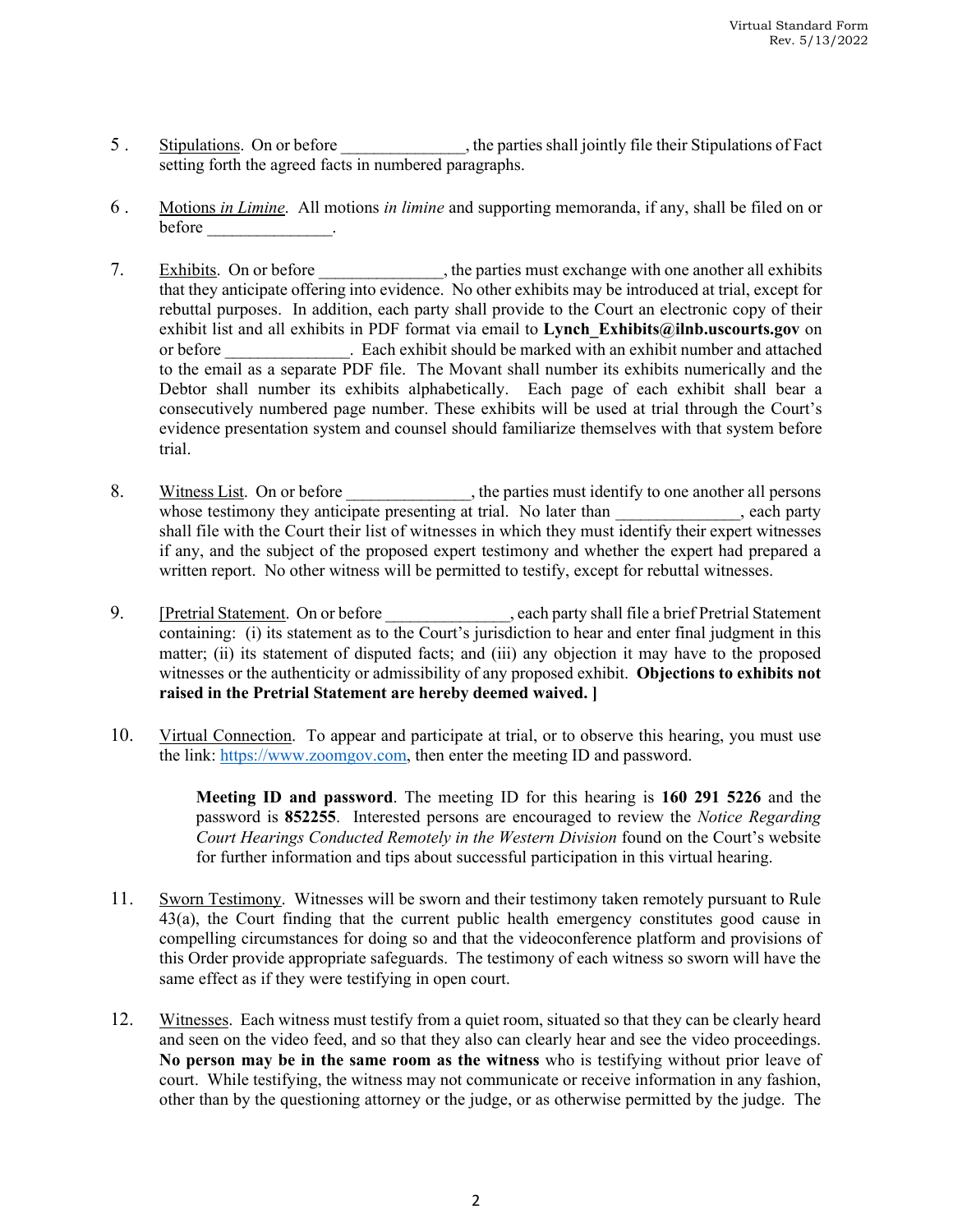5. Stipulations. On or before _______________, the parties shall jointly file their Stipulations of Fact setting forth the agreed facts in numbered paragraphs.

6. Motions *in Limine*. All motions *in limine* and supporting memoranda, if any, shall be filed on or before _______________.

7. Exhibits. On or before _______________, the parties must exchange with one another all exhibits that they anticipate offering into evidence. No other exhibits may be introduced at trial, except for rebuttal purposes. In addition, each party shall provide to the Court an electronic copy of their exhibit list and all exhibits in PDF format via email to **Lynch_Exhibits@ilnb.uscourts.gov** on or before _______________. Each exhibit should be marked with an exhibit number and attached to the email as a separate PDF file. The Movant shall number its exhibits numerically and the Debtor shall number its exhibits alphabetically. Each page of each exhibit shall bear a consecutively numbered page number. These exhibits will be used at trial through the Court's evidence presentation system and counsel should familiarize themselves with that system before trial.

8. Witness List. On or before _______________, the parties must identify to one another all persons whose testimony they anticipate presenting at trial. No later than _______________, each party shall file with the Court their list of witnesses in which they must identify their expert witnesses if any, and the subject of the proposed expert testimony and whether the expert had prepared a written report. No other witness will be permitted to testify, except for rebuttal witnesses.

9. [Pretrial Statement. On or before _______________, each party shall file a brief Pretrial Statement containing: (i) its statement as to the Court's jurisdiction to hear and enter final judgment in this matter; (ii) its statement of disputed facts; and (iii) any objection it may have to the proposed witnesses or the authenticity or admissibility of any proposed exhibit. **Objections to exhibits not raised in the Pretrial Statement are hereby deemed waived. ]**

10. Virtual Connection. To appear and participate at trial, or to observe this hearing, you must use the link: https://www.zoomgov.com, then enter the meeting ID and password.

    **Meeting ID and password**. The meeting ID for this hearing is **160 291 5226** and the password is **852255**. Interested persons are encouraged to review the *Notice Regarding Court Hearings Conducted Remotely in the Western Division* found on the Court's website for further information and tips about successful participation in this virtual hearing.

11. Sworn Testimony. Witnesses will be sworn and their testimony taken remotely pursuant to Rule 43(a), the Court finding that the current public health emergency constitutes good cause in compelling circumstances for doing so and that the videoconference platform and provisions of this Order provide appropriate safeguards. The testimony of each witness so sworn will have the same effect as if they were testifying in open court.

12. Witnesses. Each witness must testify from a quiet room, situated so that they can be clearly heard and seen on the video feed, and so that they also can clearly hear and see the video proceedings. **No person may be in the same room as the witness** who is testifying without prior leave of court. While testifying, the witness may not communicate or receive information in any fashion, other than by the questioning attorney or the judge, or as otherwise permitted by the judge. The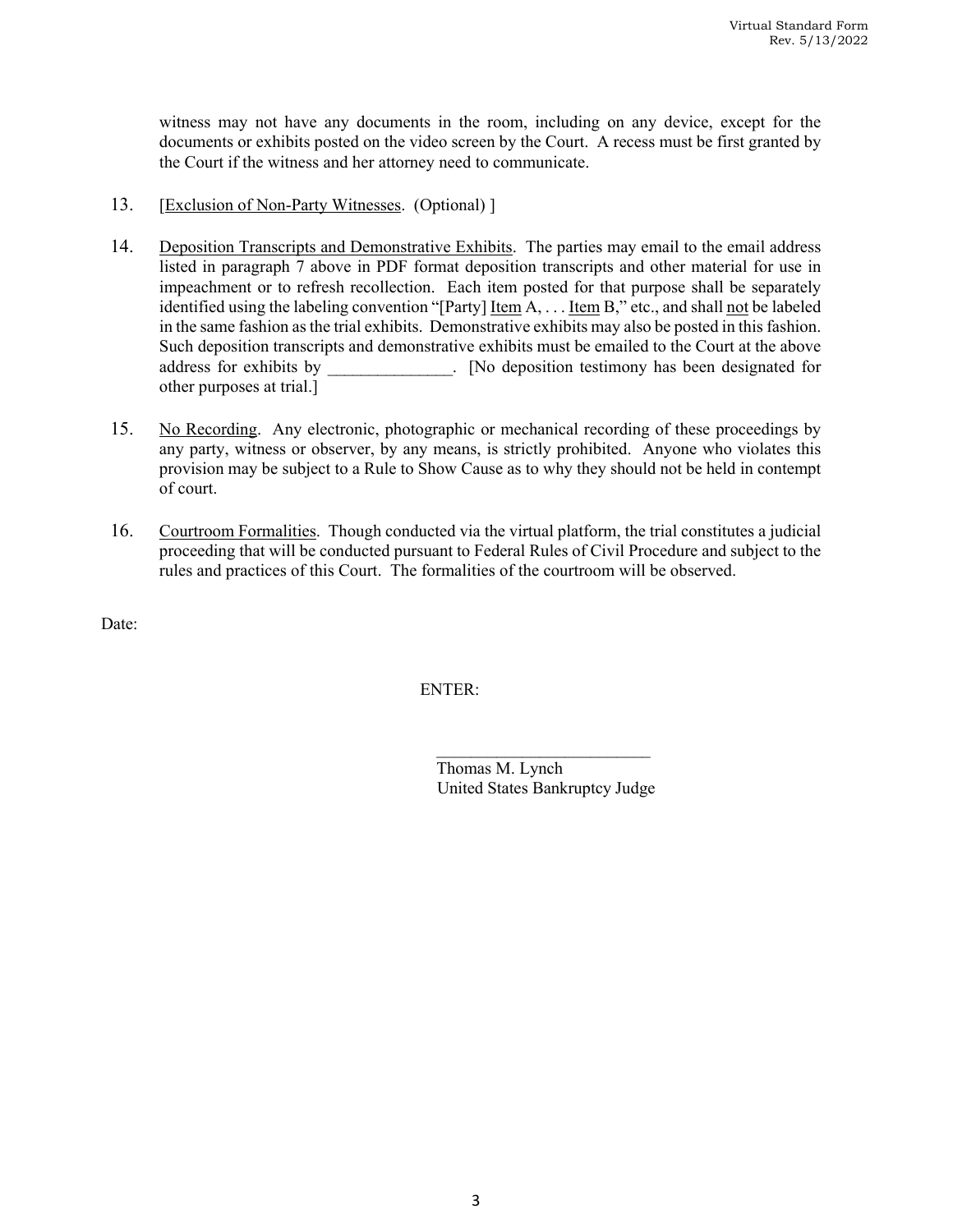witness may not have any documents in the room, including on any device, except for the documents or exhibits posted on the video screen by the Court. A recess must be first granted by the Court if the witness and her attorney need to communicate.

13. [Exclusion of Non-Party Witnesses. (Optional) ]

14. Deposition Transcripts and Demonstrative Exhibits. The parties may email to the email address listed in paragraph 7 above in PDF format deposition transcripts and other material for use in impeachment or to refresh recollection. Each item posted for that purpose shall be separately identified using the labeling convention "[Party] Item A, . . . Item B," etc., and shall not be labeled in the same fashion as the trial exhibits. Demonstrative exhibits may also be posted in this fashion. Such deposition transcripts and demonstrative exhibits must be emailed to the Court at the above address for exhibits by _______________. [No deposition testimony has been designated for other purposes at trial.]

15. No Recording. Any electronic, photographic or mechanical recording of these proceedings by any party, witness or observer, by any means, is strictly prohibited. Anyone who violates this provision may be subject to a Rule to Show Cause as to why they should not be held in contempt of court.

16. Courtroom Formalities. Though conducted via the virtual platform, the trial constitutes a judicial proceeding that will be conducted pursuant to Federal Rules of Civil Procedure and subject to the rules and practices of this Court. The formalities of the courtroom will be observed.

Date:

ENTER:

___________________________
Thomas M. Lynch
United States Bankruptcy Judge